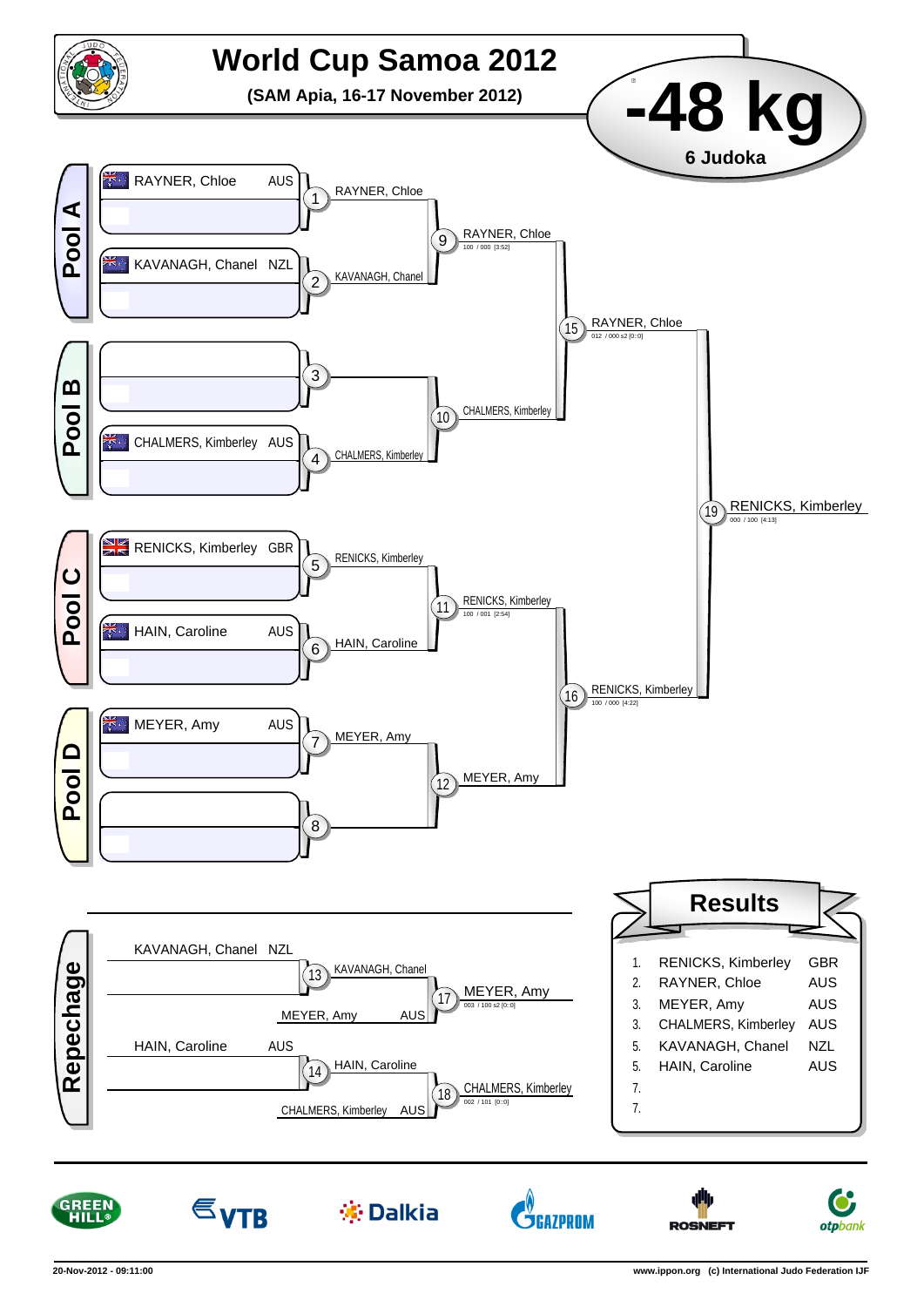# World Cup Samoa 2012

**(SAM Apia, 16-17 November 2012)**

## -48 kg

**6 Judoka**

### Pool A

- RAYNER, Chloe AUS
- KAVANAGH, Chanel NZL

| Match | Winner | Score |
|---|---|---|
| 1 | RAYNER, Chloe | |
| 2 | KAVANAGH, Chanel | |
| 9 | RAYNER, Chloe | 100 / 000 [3:52] |

### Pool B

- CHALMERS, Kimberley AUS

| Match | Winner | Score |
|---|---|---|
| 3 | | |
| 4 | CHALMERS, Kimberley | |
| 10 | CHALMERS, Kimberley | |

### Pool C

- RENICKS, Kimberley GBR
- HAIN, Caroline AUS

| Match | Winner | Score |
|---|---|---|
| 5 | RENICKS, Kimberley | |
| 6 | HAIN, Caroline | |
| 11 | RENICKS, Kimberley | 100 / 001 [2:54] |

### Pool D

- MEYER, Amy AUS

| Match | Winner | Score |
|---|---|---|
| 7 | MEYER, Amy | |
| 8 | | |
| 12 | MEYER, Amy | |

### Semi-finals and Final

| Match | Winner | Score |
|---|---|---|
| 15 | RAYNER, Chloe | 012 / 000 s2 [0::0] |
| 16 | RENICKS, Kimberley | 100 / 000 [4:22] |
| 19 | RENICKS, Kimberley | 000 / 100 [4:13] |

### Repechage

| Match | Competitors | Winner | Score |
|---|---|---|---|
| 13 | KAVANAGH, Chanel NZL | KAVANAGH, Chanel | |
| 17 | KAVANAGH, Chanel – MEYER, Amy AUS | MEYER, Amy | 003 / 100 s2 [0::0] |
| 14 | HAIN, Caroline AUS | HAIN, Caroline | |
| 18 | HAIN, Caroline – CHALMERS, Kimberley AUS | CHALMERS, Kimberley | 002 / 101 [0::0] |

### Results

| Place | Name | Nation |
|---|---|---|
| 1. | RENICKS, Kimberley | GBR |
| 2. | RAYNER, Chloe | AUS |
| 3. | MEYER, Amy | AUS |
| 3. | CHALMERS, Kimberley | AUS |
| 5. | KAVANAGH, Chanel | NZL |
| 5. | HAIN, Caroline | AUS |
| 7. | | |
| 7. | | |

20-Nov-2012 - 09:11:00

www.ippon.org (c) International Judo Federation IJF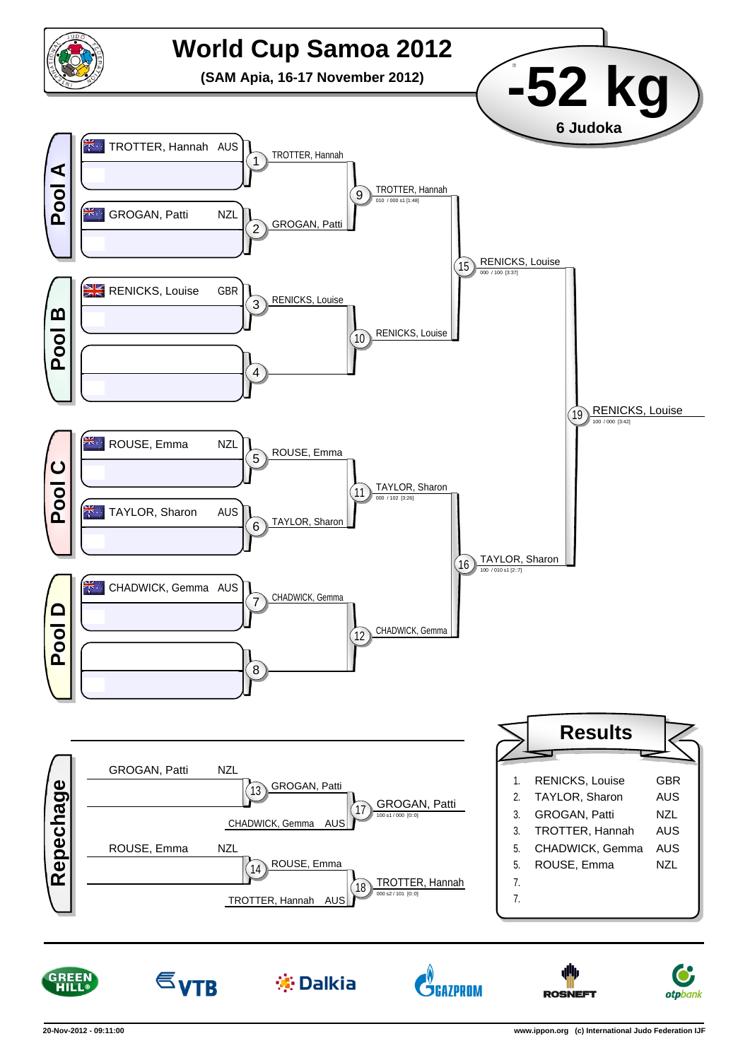# World Cup Samoa 2012

**(SAM Apia, 16-17 November 2012)**

## -52 kg

**6 Judoka**

### Pool A

| Seed | Name | Country |
|---|---|---|
| 1 | TROTTER, Hannah | AUS |
| 2 | GROGAN, Patti | NZL |

- Match 1: TROTTER, Hannah
- Match 2: GROGAN, Patti
- Match 9: TROTTER, Hannah — 010 / 000 s1 [1:48]

### Pool B

| Seed | Name | Country |
|---|---|---|
| 3 | RENICKS, Louise | GBR |
| 4 | | |

- Match 3: RENICKS, Louise
- Match 10: RENICKS, Louise
- Match 15: RENICKS, Louise — 000 / 100 [3:37]

### Pool C

| Seed | Name | Country |
|---|---|---|
| 5 | ROUSE, Emma | NZL |
| 6 | TAYLOR, Sharon | AUS |

- Match 5: ROUSE, Emma
- Match 6: TAYLOR, Sharon
- Match 11: TAYLOR, Sharon — 000 / 102 [3:26]

### Pool D

| Seed | Name | Country |
|---|---|---|
| 7 | CHADWICK, Gemma | AUS |
| 8 | | |

- Match 7: CHADWICK, Gemma
- Match 12: CHADWICK, Gemma
- Match 16: TAYLOR, Sharon — 100 / 010 s1 [2::7]

### Final

- Match 19: RENICKS, Louise — 100 / 000 [3:42]

### Repechage

- Match 13: GROGAN, Patti (NZL) vs CHADWICK, Gemma (AUS) → GROGAN, Patti
- Match 17: GROGAN, Patti — 100 s1 / 000 [0::0]
- Match 14: ROUSE, Emma (NZL) → ROUSE, Emma
- Match 18: ROUSE, Emma vs TROTTER, Hannah (AUS) → TROTTER, Hannah — 000 s2 / 101 [0::0]

### Results

| Rank | Name | Country |
|---|---|---|
| 1. | RENICKS, Louise | GBR |
| 2. | TAYLOR, Sharon | AUS |
| 3. | GROGAN, Patti | NZL |
| 3. | TROTTER, Hannah | AUS |
| 5. | CHADWICK, Gemma | AUS |
| 5. | ROUSE, Emma | NZL |
| 7. | | |
| 7. | | |

GREEN HILL · VTB · Dalkia · GAZPROM · ROSNEFT · otpbank

20-Nov-2012 - 09:11:00 www.ippon.org (c) International Judo Federation IJF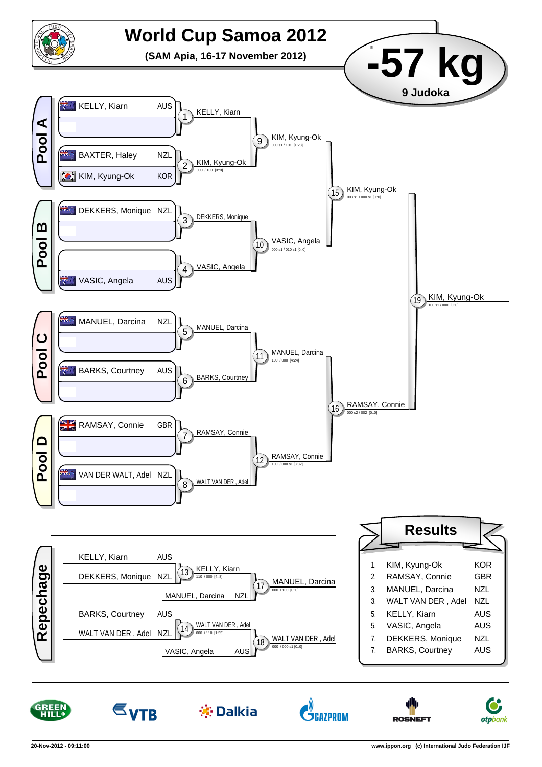# World Cup Samoa 2012

**(SAM Apia, 16-17 November 2012)**

## -57 kg

**9 Judoka**

### Pool A

- KELLY, Kiarn — AUS
- BAXTER, Haley — NZL
- KIM, Kyung-Ok — KOR

### Pool B

- DEKKERS, Monique — NZL
- VASIC, Angela — AUS

### Pool C

- MANUEL, Darcina — NZL
- BARKS, Courtney — AUS

### Pool D

- RAMSAY, Connie — GBR
- VAN DER WALT, Adel — NZL

### Main Draw

| Contest | Winner | Score |
|---|---|---|
| 1 | KELLY, Kiarn | |
| 2 | KIM, Kyung-Ok | 000 / 100 [0::0] |
| 3 | DEKKERS, Monique | |
| 4 | VASIC, Angela | |
| 5 | MANUEL, Darcina | |
| 6 | BARKS, Courtney | |
| 7 | RAMSAY, Connie | |
| 8 | WALT VAN DER , Adel | |
| 9 | KIM, Kyung-Ok | 000 s1 / 101 [1:28] |
| 10 | VASIC, Angela | 000 s1 / 010 s1 [0::0] |
| 11 | MANUEL, Darcina | 100 / 000 [4:24] |
| 12 | RAMSAY, Connie | 100 / 000 s1 [3:32] |
| 15 | KIM, Kyung-Ok | 003 s1 / 000 s1 [0::0] |
| 16 | RAMSAY, Connie | 000 s2 / 002 [0::0] |
| 19 | KIM, Kyung-Ok | 100 s1 / 000 [0::0] |

### Repechage

| Contest | Competitors | Winner | Score |
|---|---|---|---|
| 13 | KELLY, Kiarn (AUS) – DEKKERS, Monique (NZL) | KELLY, Kiarn | 110 / 000 [4::8] |
| 17 | KELLY, Kiarn – MANUEL, Darcina (NZL) | MANUEL, Darcina | 000 / 100 [0::0] |
| 14 | BARKS, Courtney (AUS) – WALT VAN DER , Adel (NZL) | WALT VAN DER , Adel | 000 / 110 [1:55] |
| 18 | WALT VAN DER , Adel – VASIC, Angela (AUS) | WALT VAN DER , Adel | 000 / 000 s1 [0::0] |

### Results

| Place | Name | Nation |
|---|---|---|
| 1. | KIM, Kyung-Ok | KOR |
| 2. | RAMSAY, Connie | GBR |
| 3. | MANUEL, Darcina | NZL |
| 3. | WALT VAN DER , Adel | NZL |
| 5. | KELLY, Kiarn | AUS |
| 5. | VASIC, Angela | AUS |
| 7. | DEKKERS, Monique | NZL |
| 7. | BARKS, Courtney | AUS |

GREEN HILL · VTB · Dalkia · GAZPROM · ROSNEFT · otpbank

20-Nov-2012 - 09:11:00 — www.ippon.org (c) International Judo Federation IJF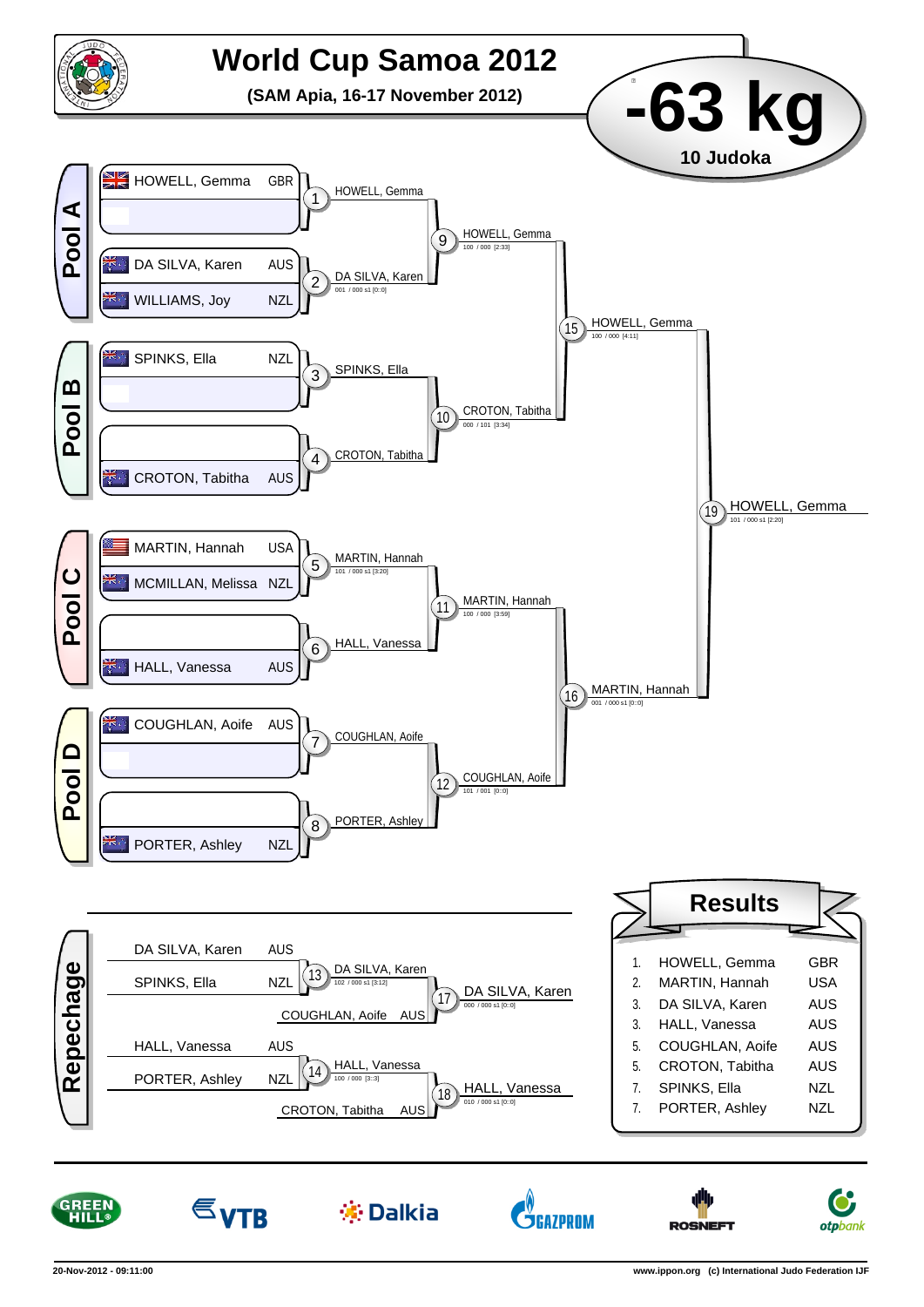# World Cup Samoa 2012

**(SAM Apia, 16-17 November 2012)**

## -63 kg

**10 Judoka**

### Pool A

| Competitor | Nation |
|---|---|
| HOWELL, Gemma | GBR |
| | |
| DA SILVA, Karen | AUS |
| WILLIAMS, Joy | NZL |

- 1: HOWELL, Gemma
- 2: DA SILVA, Karen — 001 / 000 s1 [0::0]
- 9: HOWELL, Gemma — 100 / 000 [2:33]

### Pool B

| Competitor | Nation |
|---|---|
| SPINKS, Ella | NZL |
| | |
| | |
| CROTON, Tabitha | AUS |

- 3: SPINKS, Ella
- 4: CROTON, Tabitha
- 10: CROTON, Tabitha — 000 / 101 [3:34]

### Pool C

| Competitor | Nation |
|---|---|
| MARTIN, Hannah | USA |
| MCMILLAN, Melissa | NZL |
| | |
| HALL, Vanessa | AUS |

- 5: MARTIN, Hannah — 101 / 000 s1 [3:20]
- 6: HALL, Vanessa
- 11: MARTIN, Hannah — 100 / 000 [3:59]

### Pool D

| Competitor | Nation |
|---|---|
| COUGHLAN, Aoife | AUS |
| | |
| | |
| PORTER, Ashley | NZL |

- 7: COUGHLAN, Aoife
- 8: PORTER, Ashley
- 12: COUGHLAN, Aoife — 101 / 001 [0::0]

### Semi-finals and Final

- 15: HOWELL, Gemma — 100 / 000 [4:11]
- 16: MARTIN, Hannah — 001 / 000 s1 [0::0]
- 19: HOWELL, Gemma — 101 / 000 s1 [2:20]

### Repechage

| Competitor | Nation |
|---|---|
| DA SILVA, Karen | AUS |
| SPINKS, Ella | NZL |
| HALL, Vanessa | AUS |
| PORTER, Ashley | NZL |

- 13: DA SILVA, Karen — 102 / 000 s1 [3:12]
- 17: DA SILVA, Karen (vs COUGHLAN, Aoife AUS) — 000 / 000 s1 [0::0]
- 14: HALL, Vanessa — 100 / 000 [3::3]
- 18: HALL, Vanessa (vs CROTON, Tabitha AUS) — 010 / 000 s1 [0::0]

### Results

| Place | Name | Nation |
|---|---|---|
| 1. | HOWELL, Gemma | GBR |
| 2. | MARTIN, Hannah | USA |
| 3. | DA SILVA, Karen | AUS |
| 3. | HALL, Vanessa | AUS |
| 5. | COUGHLAN, Aoife | AUS |
| 5. | CROTON, Tabitha | AUS |
| 7. | SPINKS, Ella | NZL |
| 7. | PORTER, Ashley | NZL |

GREEN HILL · VTB · Dalkia · GAZPROM · ROSNEFT · otpbank

20-Nov-2012 - 09:11:00 · www.ippon.org (c) International Judo Federation IJF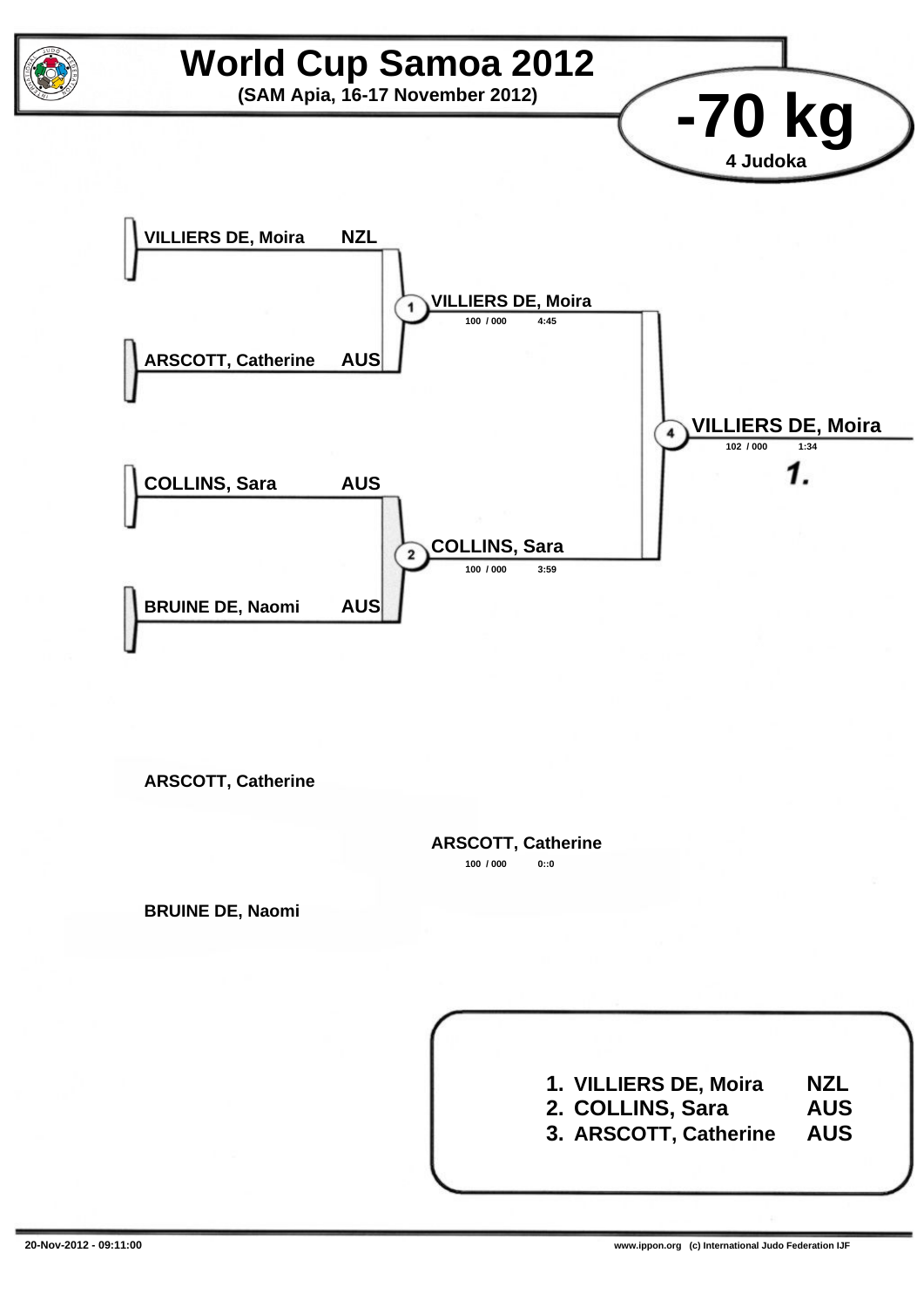# World Cup Samoa 2012

**(SAM Apia, 16-17 November 2012)**

## -70 kg

**4 Judoka**

VILLIERS DE, Moira NZL

ARSCOTT, Catherine AUS

(1) VILLIERS DE, Moira
100 / 000 4:45

COLLINS, Sara AUS

BRUINE DE, Naomi AUS

(2) COLLINS, Sara
100 / 000 3:59

(4) VILLIERS DE, Moira
102 / 000 1:34

*1.*

ARSCOTT, Catherine

BRUINE DE, Naomi

ARSCOTT, Catherine
100 / 000 0::0

| | | |
|---|---|---|
| **1.** | **VILLIERS DE, Moira** | **NZL** |
| **2.** | **COLLINS, Sara** | **AUS** |
| **3.** | **ARSCOTT, Catherine** | **AUS** |

20-Nov-2012 - 09:11:00

www.ippon.org (c) International Judo Federation IJF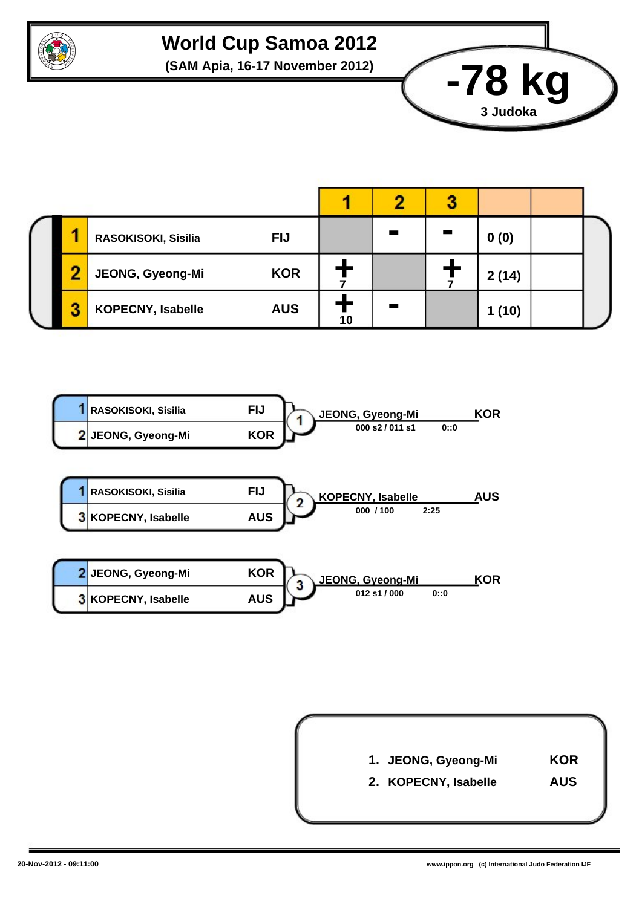# World Cup Samoa 2012

**(SAM Apia, 16-17 November 2012)**

## -78 kg

**3 Judoka**

| | Name | Nation | 1 | 2 | 3 | | |
|---|---|---|---|---|---|---|---|
| 1 | RASOKISOKI, Sisilia | FIJ | | - | - | 0 (0) | |
| 2 | JEONG, Gyeong-Mi | KOR | + 7 | | + 7 | 2 (14) | |
| 3 | KOPECNY, Isabelle | AUS | + 10 | - | | 1 (10) | |

**Contest 1**

| | Name | Nation |
|---|---|---|
| 1 | RASOKISOKI, Sisilia | FIJ |
| 2 | JEONG, Gyeong-Mi | KOR |

Winner: JEONG, Gyeong-Mi KOR — 000 s2 / 011 s1 — 0::0

**Contest 2**

| | Name | Nation |
|---|---|---|
| 1 | RASOKISOKI, Sisilia | FIJ |
| 3 | KOPECNY, Isabelle | AUS |

Winner: KOPECNY, Isabelle AUS — 000 / 100 — 2:25

**Contest 3**

| | Name | Nation |
|---|---|---|
| 2 | JEONG, Gyeong-Mi | KOR |
| 3 | KOPECNY, Isabelle | AUS |

Winner: JEONG, Gyeong-Mi KOR — 012 s1 / 000 — 0::0

**Final Results**

1. JEONG, Gyeong-Mi KOR
2. KOPECNY, Isabelle AUS

20-Nov-2012 - 09:11:00

www.ippon.org (c) International Judo Federation IJF